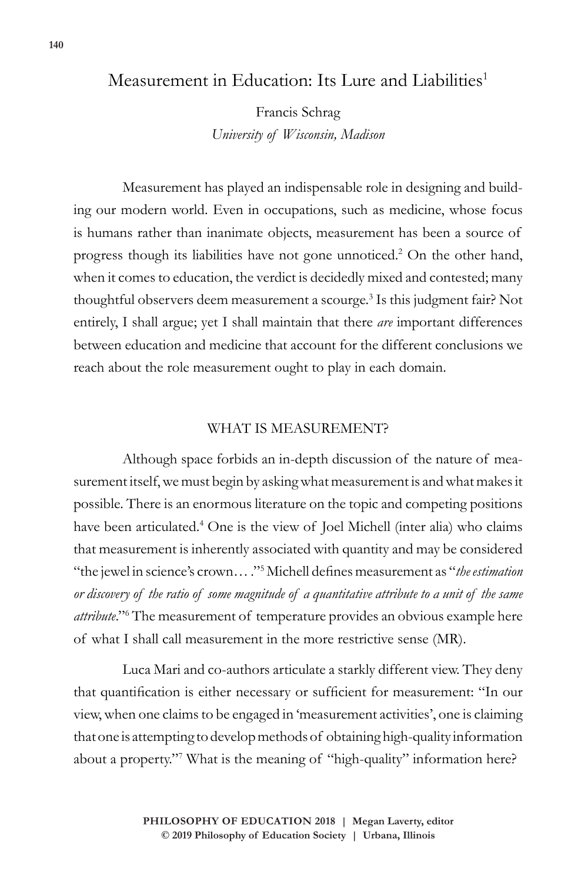# Measurement in Education: Its Lure and Liabilities[1]

Francis Schrag
*University of Wisconsin, Madison*

Measurement has played an indispensable role in designing and building our modern world. Even in occupations, such as medicine, whose focus is humans rather than inanimate objects, measurement has been a source of progress though its liabilities have not gone unnoticed.[2] On the other hand, when it comes to education, the verdict is decidedly mixed and contested; many thoughtful observers deem measurement a scourge.[3] Is this judgment fair? Not entirely, I shall argue; yet I shall maintain that there *are* important differences between education and medicine that account for the different conclusions we reach about the role measurement ought to play in each domain.

## WHAT IS MEASUREMENT?

Although space forbids an in-depth discussion of the nature of measurement itself, we must begin by asking what measurement is and what makes it possible. There is an enormous literature on the topic and competing positions have been articulated.[4] One is the view of Joel Michell (inter alia) who claims that measurement is inherently associated with quantity and may be considered "the jewel in science's crown… ."[5] Michell defines measurement as "*the estimation or discovery of the ratio of some magnitude of a quantitative attribute to a unit of the same attribute*."[6] The measurement of temperature provides an obvious example here of what I shall call measurement in the more restrictive sense (MR).

Luca Mari and co-authors articulate a starkly different view. They deny that quantification is either necessary or sufficient for measurement: "In our view, when one claims to be engaged in 'measurement activities', one is claiming that one is attempting to develop methods of obtaining high-quality information about a property."[7] What is the meaning of "high-quality" information here?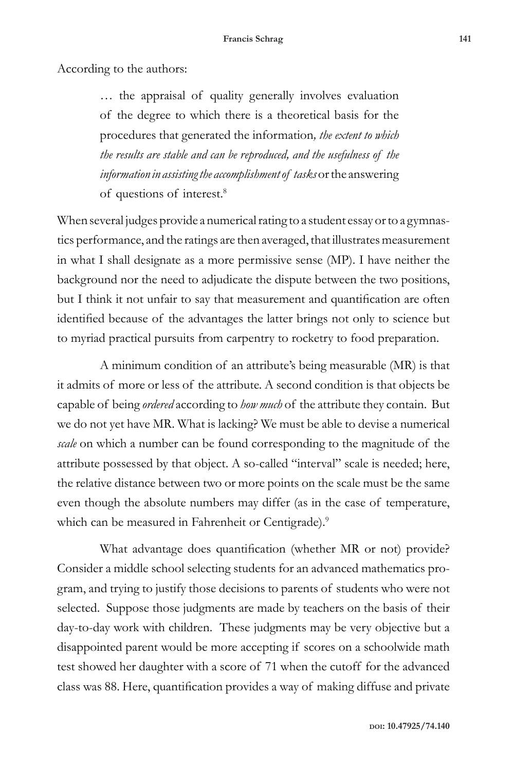According to the authors:

> … the appraisal of quality generally involves evaluation of the degree to which there is a theoretical basis for the procedures that generated the information*, the extent to which the results are stable and can be reproduced, and the usefulness of the information in assisting the accomplishment of tasks* or the answering of questions of interest.[8]

When several judges provide a numerical rating to a student essay or to a gymnastics performance, and the ratings are then averaged, that illustrates measurement in what I shall designate as a more permissive sense (MP). I have neither the background nor the need to adjudicate the dispute between the two positions, but I think it not unfair to say that measurement and quantification are often identified because of the advantages the latter brings not only to science but to myriad practical pursuits from carpentry to rocketry to food preparation.

A minimum condition of an attribute's being measurable (MR) is that it admits of more or less of the attribute. A second condition is that objects be capable of being *ordered* according to *how much* of the attribute they contain. But we do not yet have MR. What is lacking? We must be able to devise a numerical *scale* on which a number can be found corresponding to the magnitude of the attribute possessed by that object. A so-called "interval" scale is needed; here, the relative distance between two or more points on the scale must be the same even though the absolute numbers may differ (as in the case of temperature, which can be measured in Fahrenheit or Centigrade).[9]

What advantage does quantification (whether MR or not) provide? Consider a middle school selecting students for an advanced mathematics program, and trying to justify those decisions to parents of students who were not selected. Suppose those judgments are made by teachers on the basis of their day-to-day work with children. These judgments may be very objective but a disappointed parent would be more accepting if scores on a schoolwide math test showed her daughter with a score of 71 when the cutoff for the advanced class was 88. Here, quantification provides a way of making diffuse and private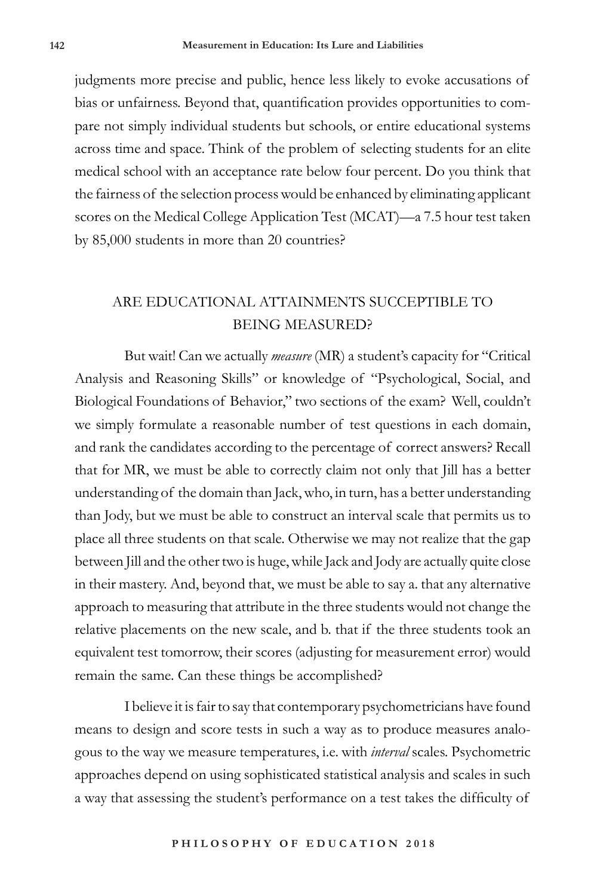judgments more precise and public, hence less likely to evoke accusations of bias or unfairness. Beyond that, quantification provides opportunities to compare not simply individual students but schools, or entire educational systems across time and space. Think of the problem of selecting students for an elite medical school with an acceptance rate below four percent. Do you think that the fairness of the selection process would be enhanced by eliminating applicant scores on the Medical College Application Test (MCAT)—a 7.5 hour test taken by 85,000 students in more than 20 countries?

## ARE EDUCATIONAL ATTAINMENTS SUCCEPTIBLE TO BEING MEASURED?

But wait! Can we actually *measure* (MR) a student's capacity for "Critical Analysis and Reasoning Skills" or knowledge of "Psychological, Social, and Biological Foundations of Behavior," two sections of the exam? Well, couldn't we simply formulate a reasonable number of test questions in each domain, and rank the candidates according to the percentage of correct answers? Recall that for MR, we must be able to correctly claim not only that Jill has a better understanding of the domain than Jack, who, in turn, has a better understanding than Jody, but we must be able to construct an interval scale that permits us to place all three students on that scale. Otherwise we may not realize that the gap between Jill and the other two is huge, while Jack and Jody are actually quite close in their mastery. And, beyond that, we must be able to say a. that any alternative approach to measuring that attribute in the three students would not change the relative placements on the new scale, and b. that if the three students took an equivalent test tomorrow, their scores (adjusting for measurement error) would remain the same. Can these things be accomplished?

I believe it is fair to say that contemporary psychometricians have found means to design and score tests in such a way as to produce measures analogous to the way we measure temperatures, i.e. with *interval* scales. Psychometric approaches depend on using sophisticated statistical analysis and scales in such a way that assessing the student's performance on a test takes the difficulty of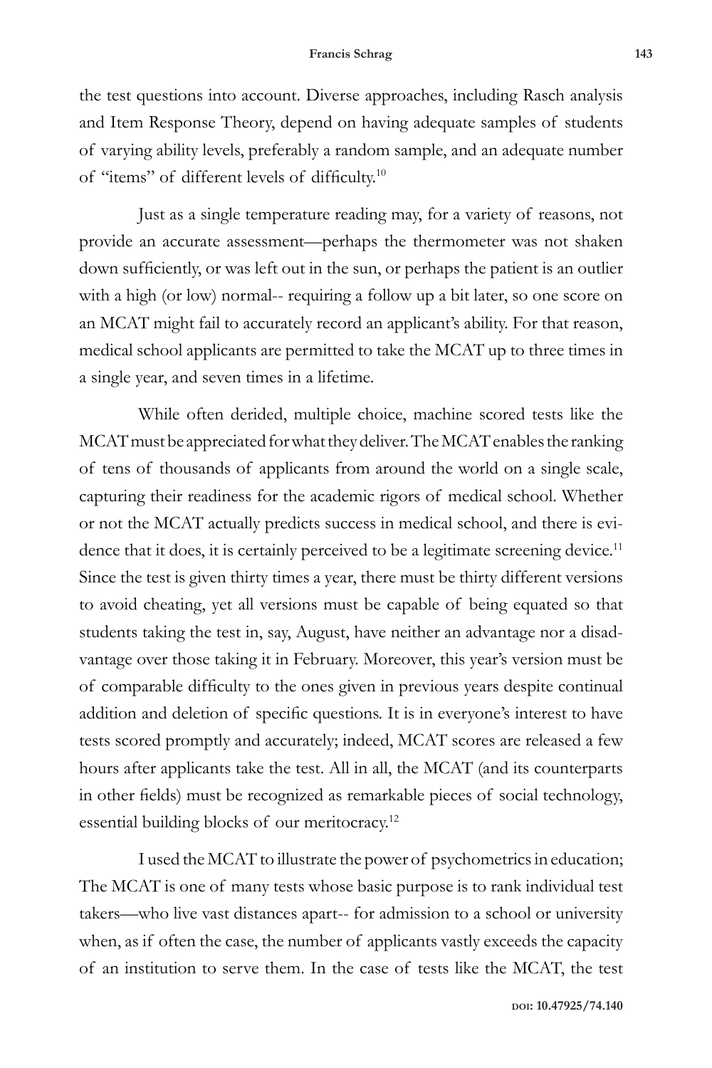the test questions into account. Diverse approaches, including Rasch analysis and Item Response Theory, depend on having adequate samples of students of varying ability levels, preferably a random sample, and an adequate number of "items" of different levels of difficulty.[10]

Just as a single temperature reading may, for a variety of reasons, not provide an accurate assessment—perhaps the thermometer was not shaken down sufficiently, or was left out in the sun, or perhaps the patient is an outlier with a high (or low) normal-- requiring a follow up a bit later, so one score on an MCAT might fail to accurately record an applicant's ability. For that reason, medical school applicants are permitted to take the MCAT up to three times in a single year, and seven times in a lifetime.

While often derided, multiple choice, machine scored tests like the MCAT must be appreciated for what they deliver. The MCAT enables the ranking of tens of thousands of applicants from around the world on a single scale, capturing their readiness for the academic rigors of medical school. Whether or not the MCAT actually predicts success in medical school, and there is evidence that it does, it is certainly perceived to be a legitimate screening device.[11] Since the test is given thirty times a year, there must be thirty different versions to avoid cheating, yet all versions must be capable of being equated so that students taking the test in, say, August, have neither an advantage nor a disadvantage over those taking it in February. Moreover, this year's version must be of comparable difficulty to the ones given in previous years despite continual addition and deletion of specific questions. It is in everyone's interest to have tests scored promptly and accurately; indeed, MCAT scores are released a few hours after applicants take the test. All in all, the MCAT (and its counterparts in other fields) must be recognized as remarkable pieces of social technology, essential building blocks of our meritocracy.[12]

I used the MCAT to illustrate the power of psychometrics in education; The MCAT is one of many tests whose basic purpose is to rank individual test takers—who live vast distances apart-- for admission to a school or university when, as if often the case, the number of applicants vastly exceeds the capacity of an institution to serve them. In the case of tests like the MCAT, the test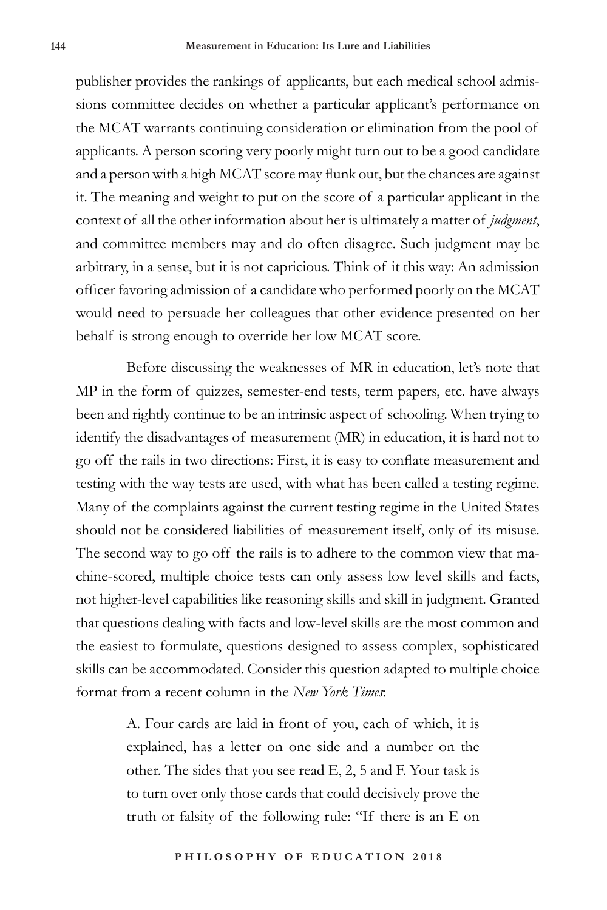publisher provides the rankings of applicants, but each medical school admissions committee decides on whether a particular applicant's performance on the MCAT warrants continuing consideration or elimination from the pool of applicants. A person scoring very poorly might turn out to be a good candidate and a person with a high MCAT score may flunk out, but the chances are against it. The meaning and weight to put on the score of a particular applicant in the context of all the other information about her is ultimately a matter of *judgment*, and committee members may and do often disagree. Such judgment may be arbitrary, in a sense, but it is not capricious. Think of it this way: An admission officer favoring admission of a candidate who performed poorly on the MCAT would need to persuade her colleagues that other evidence presented on her behalf is strong enough to override her low MCAT score.

Before discussing the weaknesses of MR in education, let's note that MP in the form of quizzes, semester-end tests, term papers, etc. have always been and rightly continue to be an intrinsic aspect of schooling. When trying to identify the disadvantages of measurement (MR) in education, it is hard not to go off the rails in two directions: First, it is easy to conflate measurement and testing with the way tests are used, with what has been called a testing regime. Many of the complaints against the current testing regime in the United States should not be considered liabilities of measurement itself, only of its misuse. The second way to go off the rails is to adhere to the common view that machine-scored, multiple choice tests can only assess low level skills and facts, not higher-level capabilities like reasoning skills and skill in judgment. Granted that questions dealing with facts and low-level skills are the most common and the easiest to formulate, questions designed to assess complex, sophisticated skills can be accommodated. Consider this question adapted to multiple choice format from a recent column in the *New York Times*:

> A. Four cards are laid in front of you, each of which, it is explained, has a letter on one side and a number on the other. The sides that you see read E, 2, 5 and F. Your task is to turn over only those cards that could decisively prove the truth or falsity of the following rule: "If there is an E on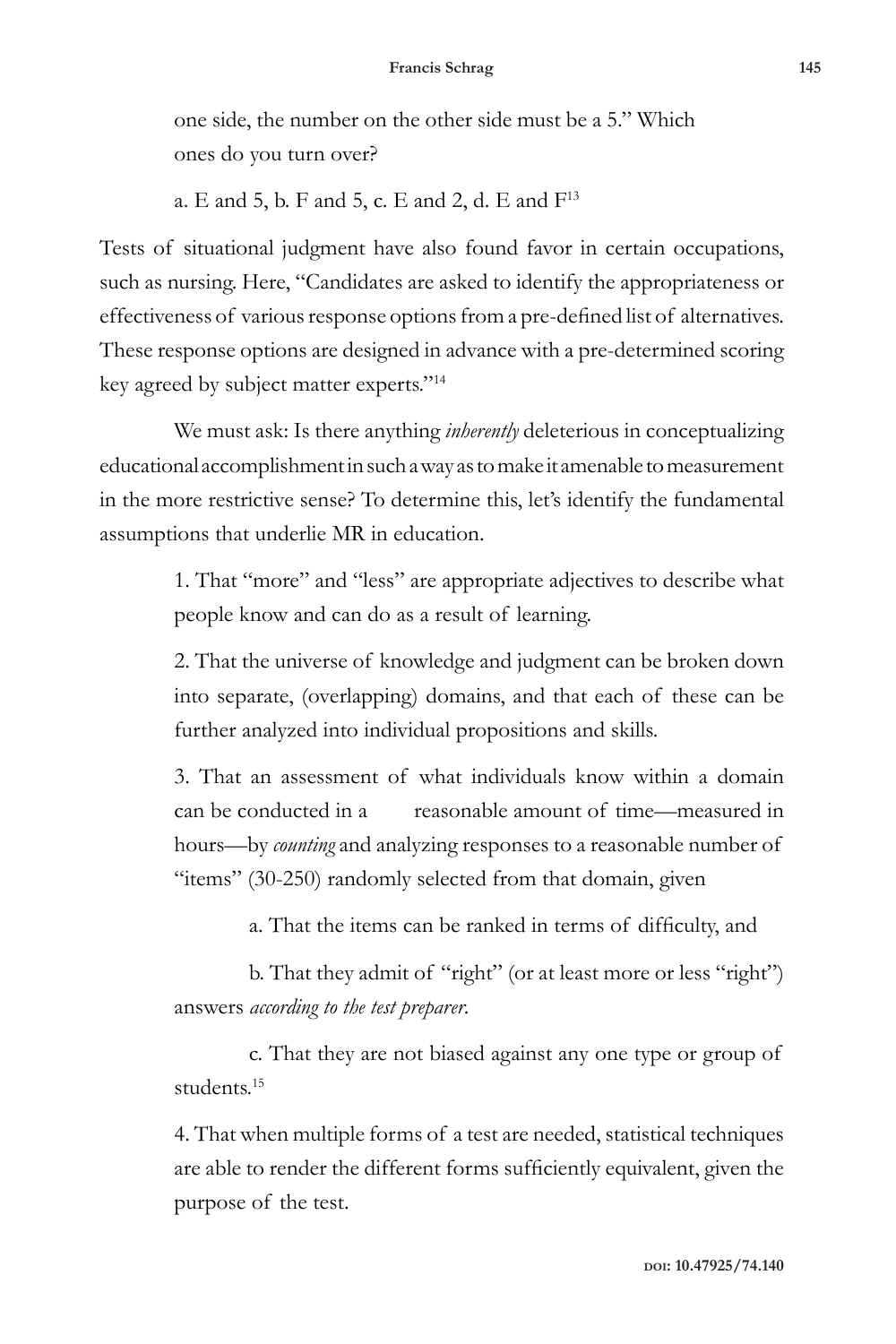one side, the number on the other side must be a 5." Which ones do you turn over?

a. E and 5, b. F and 5, c. E and 2, d. E and F[13]

Tests of situational judgment have also found favor in certain occupations, such as nursing. Here, "Candidates are asked to identify the appropriateness or effectiveness of various response options from a pre-defined list of alternatives. These response options are designed in advance with a pre-determined scoring key agreed by subject matter experts."[14]

We must ask: Is there anything *inherently* deleterious in conceptualizing educational accomplishment in such a way as to make it amenable to measurement in the more restrictive sense? To determine this, let's identify the fundamental assumptions that underlie MR in education.

1. That "more" and "less" are appropriate adjectives to describe what people know and can do as a result of learning.

2. That the universe of knowledge and judgment can be broken down into separate, (overlapping) domains, and that each of these can be further analyzed into individual propositions and skills.

3. That an assessment of what individuals know within a domain can be conducted in a reasonable amount of time—measured in hours—by *counting* and analyzing responses to a reasonable number of "items" (30-250) randomly selected from that domain, given

   a. That the items can be ranked in terms of difficulty, and

   b. That they admit of "right" (or at least more or less "right") answers *according to the test preparer*.

   c. That they are not biased against any one type or group of students.[15]

4. That when multiple forms of a test are needed, statistical techniques are able to render the different forms sufficiently equivalent, given the purpose of the test.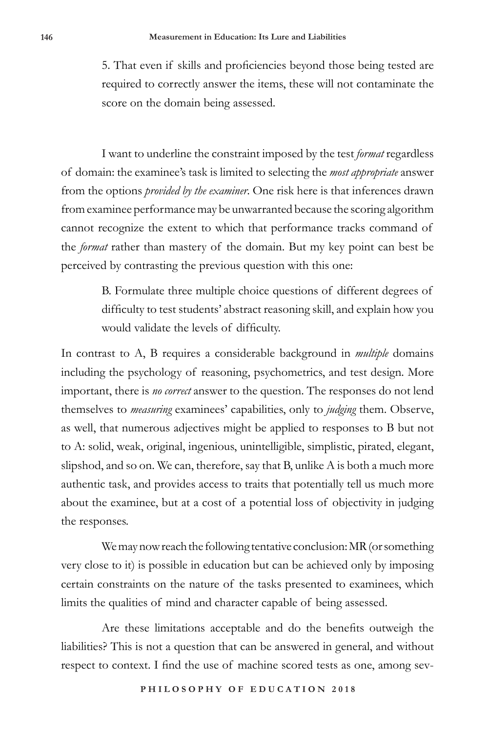5. That even if skills and proficiencies beyond those being tested are required to correctly answer the items, these will not contaminate the score on the domain being assessed.

I want to underline the constraint imposed by the test *format* regardless of domain: the examinee's task is limited to selecting the *most appropriate* answer from the options *provided by the examiner*. One risk here is that inferences drawn from examinee performance may be unwarranted because the scoring algorithm cannot recognize the extent to which that performance tracks command of the *format* rather than mastery of the domain. But my key point can best be perceived by contrasting the previous question with this one:

> B. Formulate three multiple choice questions of different degrees of difficulty to test students' abstract reasoning skill, and explain how you would validate the levels of difficulty.

In contrast to A, B requires a considerable background in *multiple* domains including the psychology of reasoning, psychometrics, and test design. More important, there is *no correct* answer to the question. The responses do not lend themselves to *measuring* examinees' capabilities, only to *judging* them. Observe, as well, that numerous adjectives might be applied to responses to B but not to A: solid, weak, original, ingenious, unintelligible, simplistic, pirated, elegant, slipshod, and so on. We can, therefore, say that B, unlike A is both a much more authentic task, and provides access to traits that potentially tell us much more about the examinee, but at a cost of a potential loss of objectivity in judging the responses.

We may now reach the following tentative conclusion: MR (or something very close to it) is possible in education but can be achieved only by imposing certain constraints on the nature of the tasks presented to examinees, which limits the qualities of mind and character capable of being assessed.

Are these limitations acceptable and do the benefits outweigh the liabilities? This is not a question that can be answered in general, and without respect to context. I find the use of machine scored tests as one, among sev-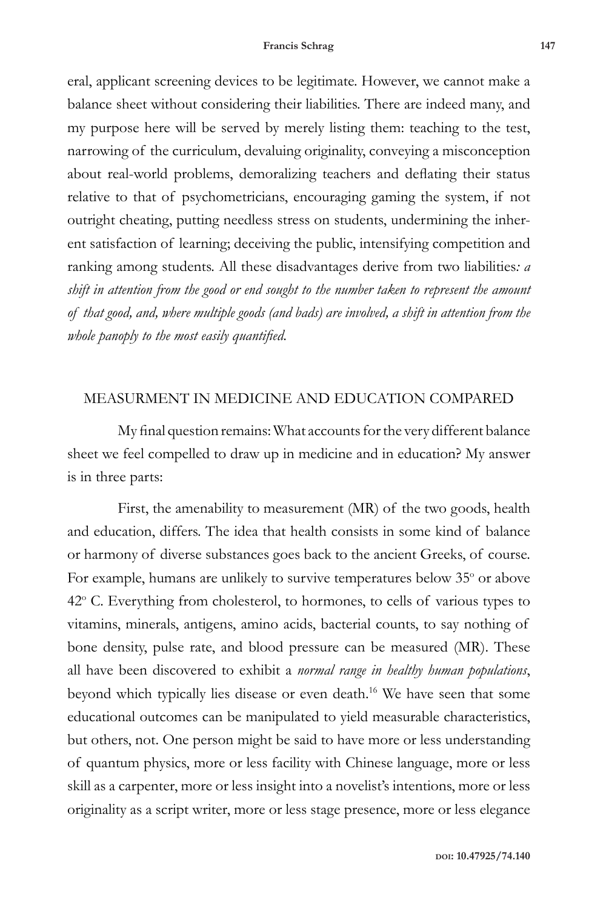eral, applicant screening devices to be legitimate. However, we cannot make a balance sheet without considering their liabilities. There are indeed many, and my purpose here will be served by merely listing them: teaching to the test, narrowing of the curriculum, devaluing originality, conveying a misconception about real-world problems, demoralizing teachers and deflating their status relative to that of psychometricians, encouraging gaming the system, if not outright cheating, putting needless stress on students, undermining the inherent satisfaction of learning; deceiving the public, intensifying competition and ranking among students. All these disadvantages derive from two liabilities*: a shift in attention from the good or end sought to the number taken to represent the amount of that good, and, where multiple goods (and bads) are involved, a shift in attention from the whole panoply to the most easily quantified.*

## MEASURMENT IN MEDICINE AND EDUCATION COMPARED

My final question remains: What accounts for the very different balance sheet we feel compelled to draw up in medicine and in education? My answer is in three parts:

First, the amenability to measurement (MR) of the two goods, health and education, differs. The idea that health consists in some kind of balance or harmony of diverse substances goes back to the ancient Greeks, of course. For example, humans are unlikely to survive temperatures below 35° or above 42° C. Everything from cholesterol, to hormones, to cells of various types to vitamins, minerals, antigens, amino acids, bacterial counts, to say nothing of bone density, pulse rate, and blood pressure can be measured (MR). These all have been discovered to exhibit a *normal range in healthy human populations*, beyond which typically lies disease or even death.[16] We have seen that some educational outcomes can be manipulated to yield measurable characteristics, but others, not. One person might be said to have more or less understanding of quantum physics, more or less facility with Chinese language, more or less skill as a carpenter, more or less insight into a novelist's intentions, more or less originality as a script writer, more or less stage presence, more or less elegance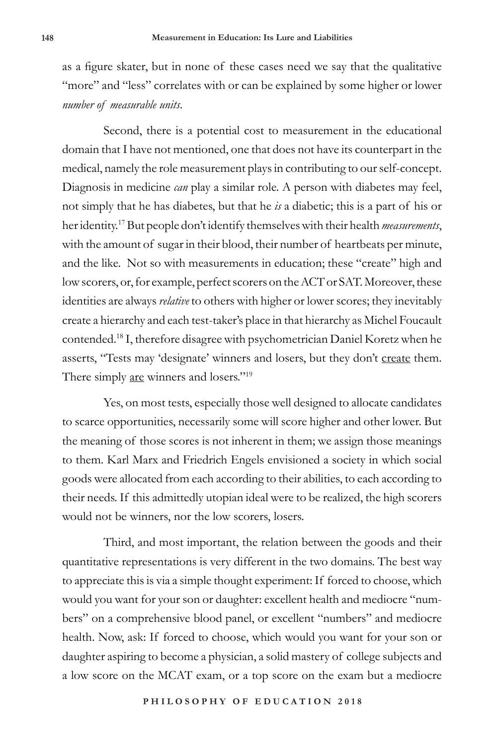as a figure skater, but in none of these cases need we say that the qualitative "more" and "less" correlates with or can be explained by some higher or lower *number of measurable units*.

Second, there is a potential cost to measurement in the educational domain that I have not mentioned, one that does not have its counterpart in the medical, namely the role measurement plays in contributing to our self-concept. Diagnosis in medicine *can* play a similar role. A person with diabetes may feel, not simply that he has diabetes, but that he *is* a diabetic; this is a part of his or her identity.[17] But people don't identify themselves with their health *measurements*, with the amount of sugar in their blood, their number of heartbeats per minute, and the like. Not so with measurements in education; these "create" high and low scorers, or, for example, perfect scorers on the ACT or SAT. Moreover, these identities are always *relative* to others with higher or lower scores; they inevitably create a hierarchy and each test-taker's place in that hierarchy as Michel Foucault contended.[18] I, therefore disagree with psychometrician Daniel Koretz when he asserts, "Tests may 'designate' winners and losers, but they don't <u>create</u> them. There simply <u>are</u> winners and losers."[19]

Yes, on most tests, especially those well designed to allocate candidates to scarce opportunities, necessarily some will score higher and other lower. But the meaning of those scores is not inherent in them; we assign those meanings to them. Karl Marx and Friedrich Engels envisioned a society in which social goods were allocated from each according to their abilities, to each according to their needs. If this admittedly utopian ideal were to be realized, the high scorers would not be winners, nor the low scorers, losers.

Third, and most important, the relation between the goods and their quantitative representations is very different in the two domains. The best way to appreciate this is via a simple thought experiment: If forced to choose, which would you want for your son or daughter: excellent health and mediocre "numbers" on a comprehensive blood panel, or excellent "numbers" and mediocre health. Now, ask: If forced to choose, which would you want for your son or daughter aspiring to become a physician, a solid mastery of college subjects and a low score on the MCAT exam, or a top score on the exam but a mediocre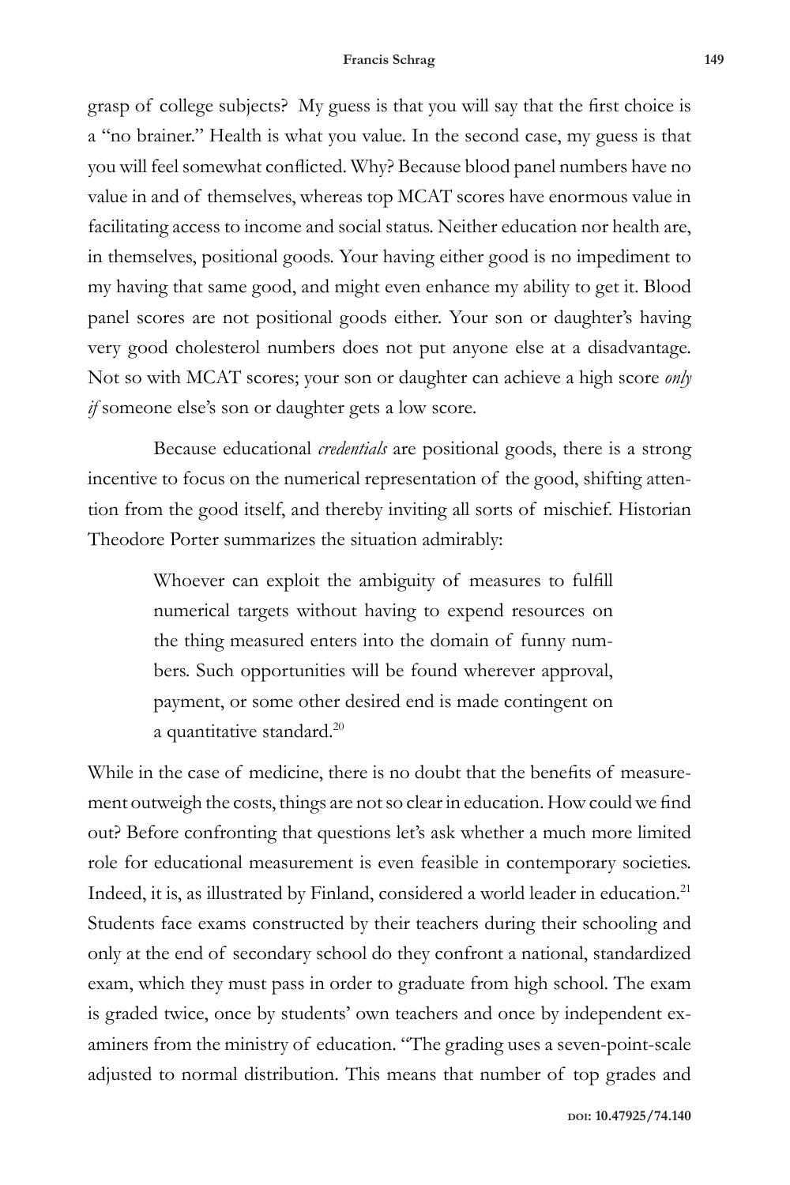grasp of college subjects? My guess is that you will say that the first choice is a "no brainer." Health is what you value. In the second case, my guess is that you will feel somewhat conflicted. Why? Because blood panel numbers have no value in and of themselves, whereas top MCAT scores have enormous value in facilitating access to income and social status. Neither education nor health are, in themselves, positional goods. Your having either good is no impediment to my having that same good, and might even enhance my ability to get it. Blood panel scores are not positional goods either. Your son or daughter's having very good cholesterol numbers does not put anyone else at a disadvantage. Not so with MCAT scores; your son or daughter can achieve a high score *only if* someone else's son or daughter gets a low score.

Because educational *credentials* are positional goods, there is a strong incentive to focus on the numerical representation of the good, shifting attention from the good itself, and thereby inviting all sorts of mischief. Historian Theodore Porter summarizes the situation admirably:

> Whoever can exploit the ambiguity of measures to fulfill numerical targets without having to expend resources on the thing measured enters into the domain of funny numbers. Such opportunities will be found wherever approval, payment, or some other desired end is made contingent on a quantitative standard.[20]

While in the case of medicine, there is no doubt that the benefits of measurement outweigh the costs, things are not so clear in education. How could we find out? Before confronting that questions let's ask whether a much more limited role for educational measurement is even feasible in contemporary societies. Indeed, it is, as illustrated by Finland, considered a world leader in education.[21] Students face exams constructed by their teachers during their schooling and only at the end of secondary school do they confront a national, standardized exam, which they must pass in order to graduate from high school. The exam is graded twice, once by students' own teachers and once by independent examiners from the ministry of education. "The grading uses a seven-point-scale adjusted to normal distribution. This means that number of top grades and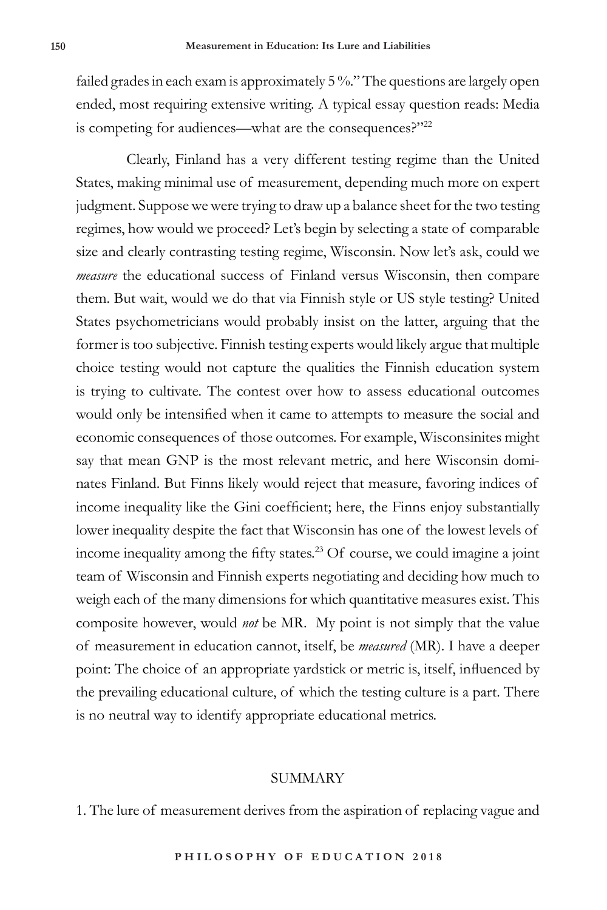failed grades in each exam is approximately 5 %." The questions are largely open ended, most requiring extensive writing. A typical essay question reads: Media is competing for audiences—what are the consequences?"[22]

Clearly, Finland has a very different testing regime than the United States, making minimal use of measurement, depending much more on expert judgment. Suppose we were trying to draw up a balance sheet for the two testing regimes, how would we proceed? Let's begin by selecting a state of comparable size and clearly contrasting testing regime, Wisconsin. Now let's ask, could we *measure* the educational success of Finland versus Wisconsin, then compare them. But wait, would we do that via Finnish style or US style testing? United States psychometricians would probably insist on the latter, arguing that the former is too subjective. Finnish testing experts would likely argue that multiple choice testing would not capture the qualities the Finnish education system is trying to cultivate. The contest over how to assess educational outcomes would only be intensified when it came to attempts to measure the social and economic consequences of those outcomes. For example, Wisconsinites might say that mean GNP is the most relevant metric, and here Wisconsin dominates Finland. But Finns likely would reject that measure, favoring indices of income inequality like the Gini coefficient; here, the Finns enjoy substantially lower inequality despite the fact that Wisconsin has one of the lowest levels of income inequality among the fifty states.[23] Of course, we could imagine a joint team of Wisconsin and Finnish experts negotiating and deciding how much to weigh each of the many dimensions for which quantitative measures exist. This composite however, would *not* be MR. My point is not simply that the value of measurement in education cannot, itself, be *measured* (MR). I have a deeper point: The choice of an appropriate yardstick or metric is, itself, influenced by the prevailing educational culture, of which the testing culture is a part. There is no neutral way to identify appropriate educational metrics.

## SUMMARY

1. The lure of measurement derives from the aspiration of replacing vague and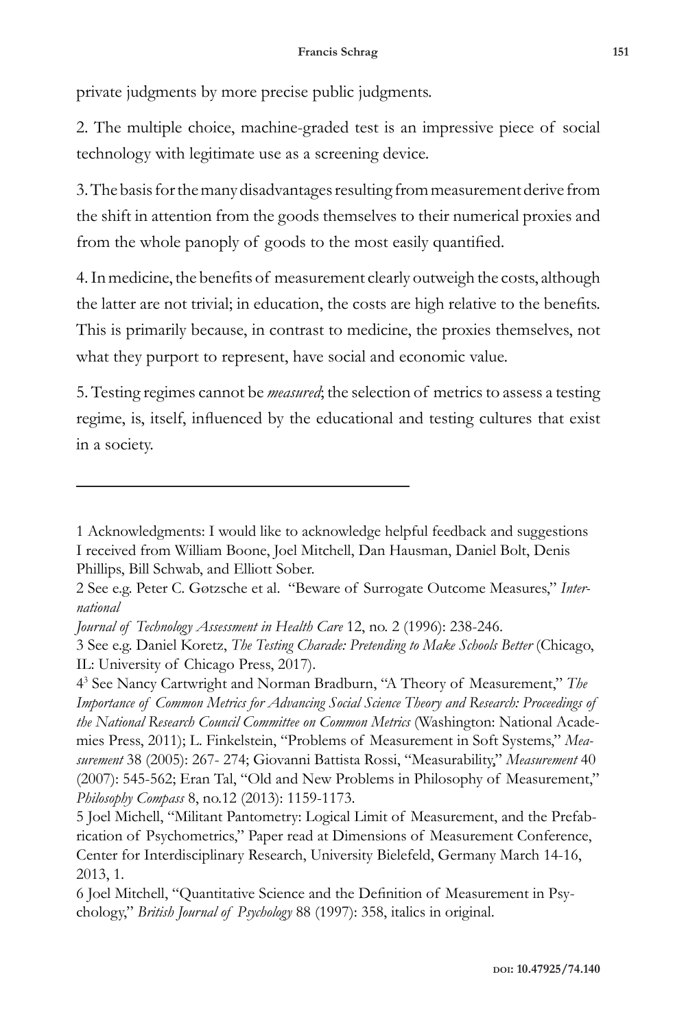private judgments by more precise public judgments.

2. The multiple choice, machine-graded test is an impressive piece of social technology with legitimate use as a screening device.

3. The basis for the many disadvantages resulting from measurement derive from the shift in attention from the goods themselves to their numerical proxies and from the whole panoply of goods to the most easily quantified.

4. In medicine, the benefits of measurement clearly outweigh the costs, although the latter are not trivial; in education, the costs are high relative to the benefits. This is primarily because, in contrast to medicine, the proxies themselves, not what they purport to represent, have social and economic value.

5. Testing regimes cannot be *measured*; the selection of metrics to assess a testing regime, is, itself, influenced by the educational and testing cultures that exist in a society.

---

1 Acknowledgments: I would like to acknowledge helpful feedback and suggestions I received from William Boone, Joel Mitchell, Dan Hausman, Daniel Bolt, Denis Phillips, Bill Schwab, and Elliott Sober.

2 See e.g. Peter C. Gøtzsche et al. "Beware of Surrogate Outcome Measures," *International Journal of Technology Assessment in Health Care* 12, no. 2 (1996): 238-246.

3 See e.g. Daniel Koretz, *The Testing Charade: Pretending to Make Schools Better* (Chicago, IL: University of Chicago Press, 2017).

4[3] See Nancy Cartwright and Norman Bradburn, "A Theory of Measurement," *The Importance of Common Metrics for Advancing Social Science Theory and Research: Proceedings of the National Research Council Committee on Common Metrics* (Washington: National Academies Press, 2011); L. Finkelstein, "Problems of Measurement in Soft Systems," *Measurement* 38 (2005): 267- 274; Giovanni Battista Rossi, "Measurability," *Measurement* 40 (2007): 545-562; Eran Tal, "Old and New Problems in Philosophy of Measurement," *Philosophy Compass* 8, no.12 (2013): 1159-1173.

5 Joel Michell, "Militant Pantometry: Logical Limit of Measurement, and the Prefabrication of Psychometrics," Paper read at Dimensions of Measurement Conference, Center for Interdisciplinary Research, University Bielefeld, Germany March 14-16, 2013, 1.

6 Joel Mitchell, "Quantitative Science and the Definition of Measurement in Psychology," *British Journal of Psychology* 88 (1997): 358, italics in original.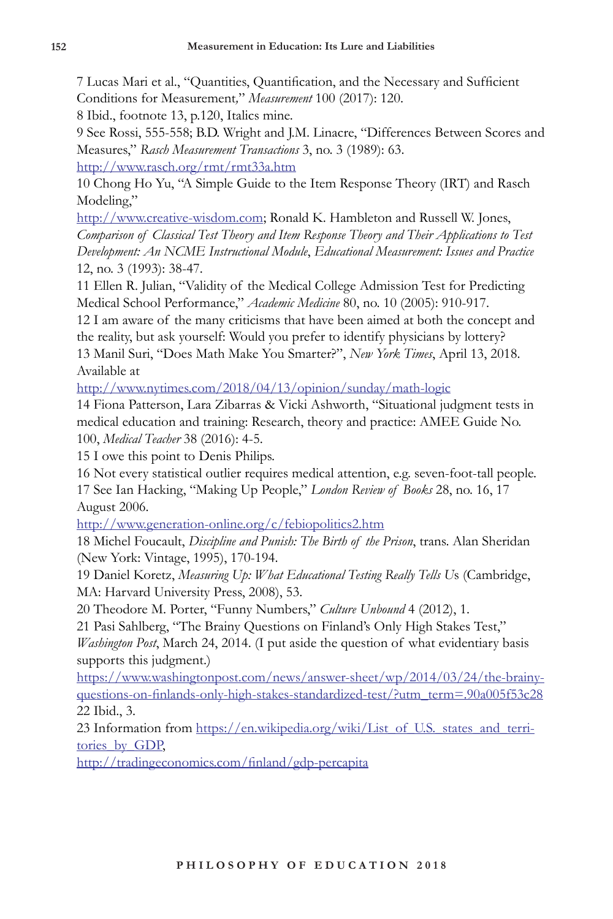7 Lucas Mari et al., "Quantities, Quantification, and the Necessary and Sufficient Conditions for Measurement," *Measurement* 100 (2017): 120.

8 Ibid., footnote 13, p.120, Italics mine.

9 See Rossi, 555-558; B.D. Wright and J.M. Linacre, "Differences Between Scores and Measures," *Rasch Measurement Transactions* 3, no. 3 (1989): 63. http://www.rasch.org/rmt/rmt33a.htm

10 Chong Ho Yu, "A Simple Guide to the Item Response Theory (IRT) and Rasch Modeling," http://www.creative-wisdom.com; Ronald K. Hambleton and Russell W. Jones, *Comparison of Classical Test Theory and Item Response Theory and Their Applications to Test Development: An NCME Instructional Module*, *Educational Measurement: Issues and Practice* 12, no. 3 (1993): 38-47.

11 Ellen R. Julian, "Validity of the Medical College Admission Test for Predicting Medical School Performance," *Academic Medicine* 80, no. 10 (2005): 910-917.

12 I am aware of the many criticisms that have been aimed at both the concept and the reality, but ask yourself: Would you prefer to identify physicians by lottery?

13 Manil Suri, "Does Math Make You Smarter?", *New York Times*, April 13, 2018. Available at http://www.nytimes.com/2018/04/13/opinion/sunday/math-logic

14 Fiona Patterson, Lara Zibarras & Vicki Ashworth, "Situational judgment tests in medical education and training: Research, theory and practice: AMEE Guide No. 100, *Medical Teacher* 38 (2016): 4-5.

15 I owe this point to Denis Philips.

16 Not every statistical outlier requires medical attention, e.g. seven-foot-tall people.

17 See Ian Hacking, "Making Up People," *London Review of Books* 28, no. 16, 17 August 2006. http://www.generation-online.org/c/febiopolitics2.htm

18 Michel Foucault, *Discipline and Punish: The Birth of the Prison*, trans. Alan Sheridan (New York: Vintage, 1995), 170-194.

19 Daniel Koretz, *Measuring Up: What Educational Testing Really Tells Us* (Cambridge, MA: Harvard University Press, 2008), 53.

20 Theodore M. Porter, "Funny Numbers," *Culture Unbound* 4 (2012), 1.

21 Pasi Sahlberg, "The Brainy Questions on Finland's Only High Stakes Test," *Washington Post*, March 24, 2014. (I put aside the question of what evidentiary basis supports this judgment.) https://www.washingtonpost.com/news/answer-sheet/wp/2014/03/24/the-brainy-questions-on-finlands-only-high-stakes-standardized-test/?utm_term=.90a005f53c28

22 Ibid., 3.

23 Information from https://en.wikipedia.org/wiki/List_of_U.S._states_and_territories_by_GDP, http://tradingeconomics.com/finland/gdp-percapita